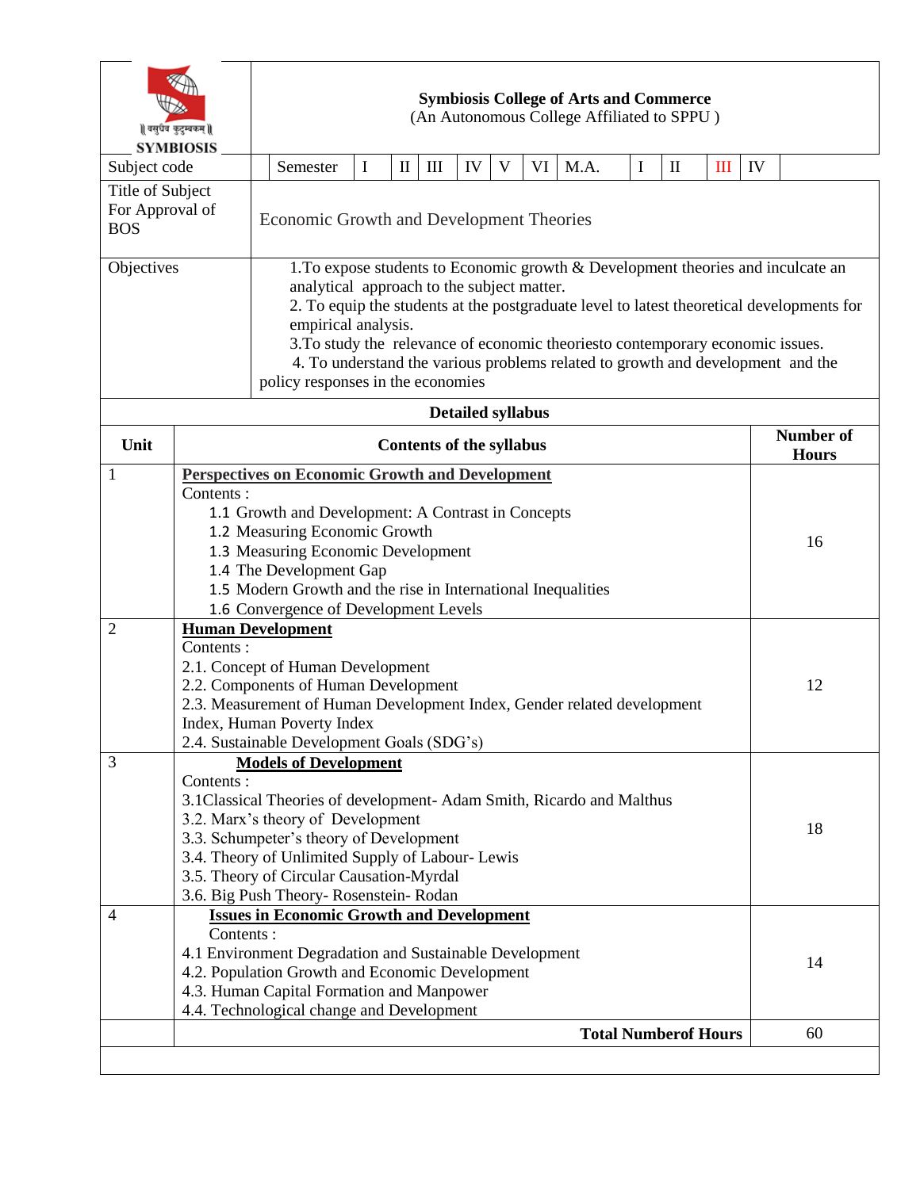**Symbiosis College of Arts and Commerce**
(An Autonomous College Affiliated to SPPU )

| Subject code | Semester | I | II | III | IV | V | VI | M.A. | I | II | III | IV |
|---|---|---|---|---|---|---|---|---|---|---|---|---|

| | |
|---|---|
| Title of Subject For Approval of BOS | Economic Growth and Development Theories |
| Objectives | 1.To expose students to Economic growth & Development theories and inculcate an analytical approach to the subject matter.<br>2. To equip the students at the postgraduate level to latest theoretical developments for empirical analysis.<br>3.To study the relevance of economic theoriesto contemporary economic issues.<br>4. To understand the various problems related to growth and development and the policy responses in the economies |

**Detailed syllabus**

| Unit | Contents of the syllabus | Number of Hours |
|---|---|---|
| 1 | **Perspectives on Economic Growth and Development**<br>Contents :<br>1.1 Growth and Development: A Contrast in Concepts<br>1.2 Measuring Economic Growth<br>1.3 Measuring Economic Development<br>1.4 The Development Gap<br>1.5 Modern Growth and the rise in International Inequalities<br>1.6 Convergence of Development Levels | 16 |
| 2 | **Human Development**<br>Contents :<br>2.1. Concept of Human Development<br>2.2. Components of Human Development<br>2.3. Measurement of Human Development Index, Gender related development Index, Human Poverty Index<br>2.4. Sustainable Development Goals (SDG's) | 12 |
| 3 | **Models of Development**<br>Contents :<br>3.1Classical Theories of development- Adam Smith, Ricardo and Malthus<br>3.2. Marx's theory of Development<br>3.3. Schumpeter's theory of Development<br>3.4. Theory of Unlimited Supply of Labour- Lewis<br>3.5. Theory of Circular Causation-Myrdal<br>3.6. Big Push Theory- Rosenstein- Rodan | 18 |
| 4 | **Issues in Economic Growth and Development**<br>Contents :<br>4.1 Environment Degradation and Sustainable Development<br>4.2. Population Growth and Economic Development<br>4.3. Human Capital Formation and Manpower<br>4.4. Technological change and Development | 14 |
| | **Total Numberof Hours** | 60 |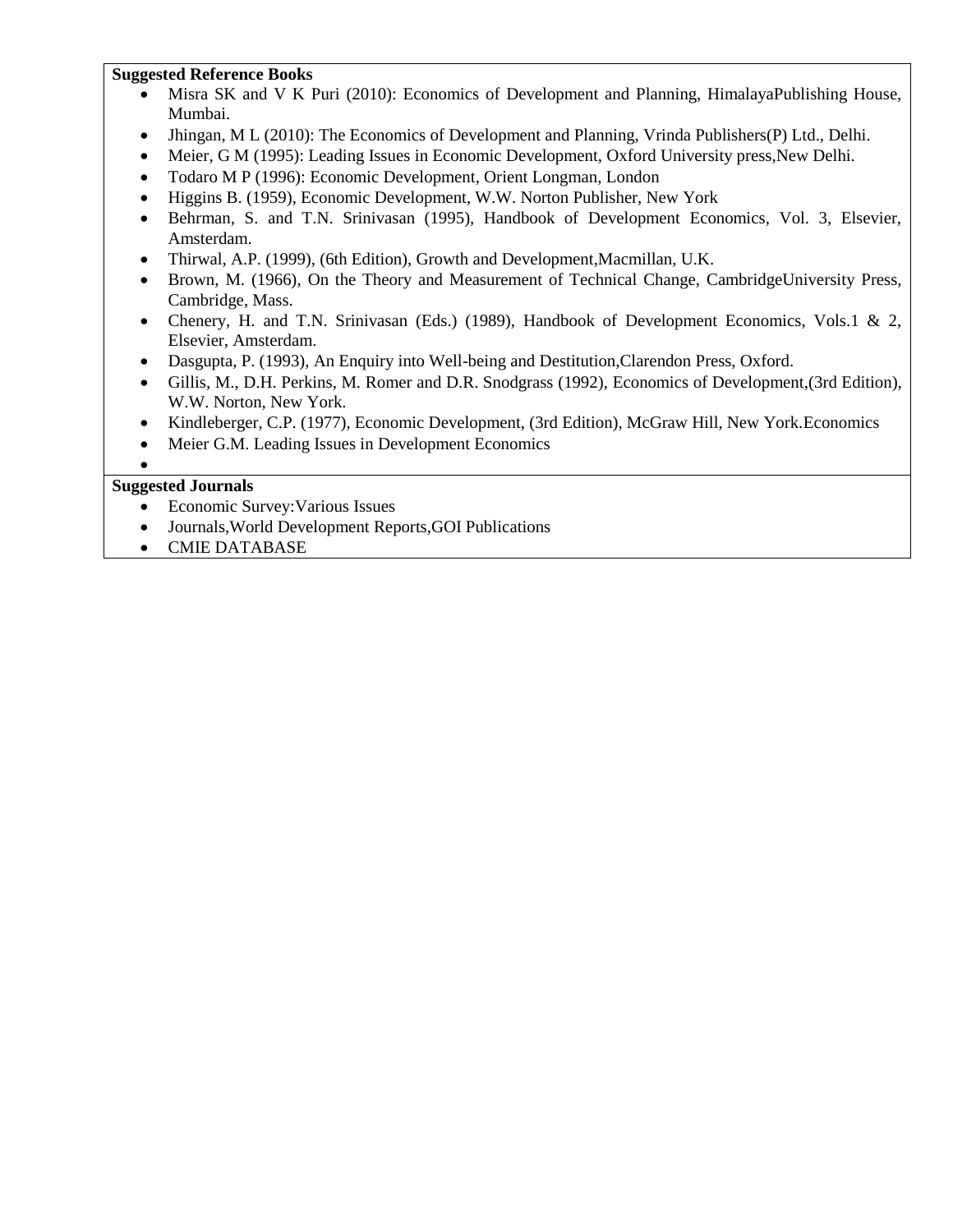**Suggested Reference Books**

- Misra SK and V K Puri (2010): Economics of Development and Planning, HimalayaPublishing House, Mumbai.
- Jhingan, M L (2010): The Economics of Development and Planning, Vrinda Publishers(P) Ltd., Delhi.
- Meier, G M (1995): Leading Issues in Economic Development, Oxford University press,New Delhi.
- Todaro M P (1996): Economic Development, Orient Longman, London
- Higgins B. (1959), Economic Development, W.W. Norton Publisher, New York
- Behrman, S. and T.N. Srinivasan (1995), Handbook of Development Economics, Vol. 3, Elsevier, Amsterdam.
- Thirwal, A.P. (1999), (6th Edition), Growth and Development,Macmillan, U.K.
- Brown, M. (1966), On the Theory and Measurement of Technical Change, CambridgeUniversity Press, Cambridge, Mass.
- Chenery, H. and T.N. Srinivasan (Eds.) (1989), Handbook of Development Economics, Vols.1 & 2, Elsevier, Amsterdam.
- Dasgupta, P. (1993), An Enquiry into Well-being and Destitution,Clarendon Press, Oxford.
- Gillis, M., D.H. Perkins, M. Romer and D.R. Snodgrass (1992), Economics of Development,(3rd Edition), W.W. Norton, New York.
- Kindleberger, C.P. (1977), Economic Development, (3rd Edition), McGraw Hill, New York.Economics
- Meier G.M. Leading Issues in Development Economics

**Suggested Journals**

- Economic Survey:Various Issues
- Journals,World Development Reports,GOI Publications
- CMIE DATABASE